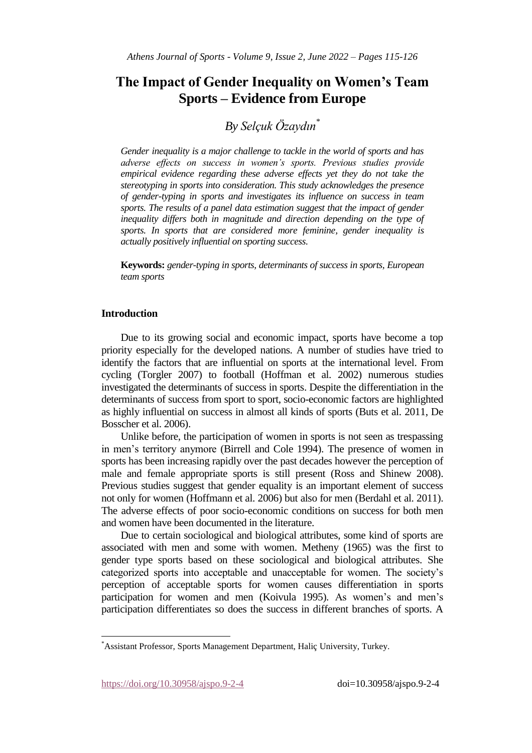# The Impact of Gender Inequality on Women's Team Sports – Evidence from Europe

*By Selçuk Özaydın*[*]

*Gender inequality is a major challenge to tackle in the world of sports and has adverse effects on success in women's sports. Previous studies provide empirical evidence regarding these adverse effects yet they do not take the stereotyping in sports into consideration. This study acknowledges the presence of gender-typing in sports and investigates its influence on success in team sports. The results of a panel data estimation suggest that the impact of gender inequality differs both in magnitude and direction depending on the type of sports. In sports that are considered more feminine, gender inequality is actually positively influential on sporting success.*

**Keywords:** *gender-typing in sports, determinants of success in sports, European team sports*

## Introduction

Due to its growing social and economic impact, sports have become a top priority especially for the developed nations. A number of studies have tried to identify the factors that are influential on sports at the international level. From cycling (Torgler 2007) to football (Hoffman et al. 2002) numerous studies investigated the determinants of success in sports. Despite the differentiation in the determinants of success from sport to sport, socio-economic factors are highlighted as highly influential on success in almost all kinds of sports (Buts et al. 2011, De Bosscher et al. 2006).

Unlike before, the participation of women in sports is not seen as trespassing in men's territory anymore (Birrell and Cole 1994). The presence of women in sports has been increasing rapidly over the past decades however the perception of male and female appropriate sports is still present (Ross and Shinew 2008). Previous studies suggest that gender equality is an important element of success not only for women (Hoffmann et al. 2006) but also for men (Berdahl et al. 2011). The adverse effects of poor socio-economic conditions on success for both men and women have been documented in the literature.

Due to certain sociological and biological attributes, some kind of sports are associated with men and some with women. Metheny (1965) was the first to gender type sports based on these sociological and biological attributes. She categorized sports into acceptable and unacceptable for women. The society's perception of acceptable sports for women causes differentiation in sports participation for women and men (Koivula 1995). As women's and men's participation differentiates so does the success in different branches of sports. A

[*] Assistant Professor, Sports Management Department, Haliç University, Turkey.

https://doi.org/10.30958/ajspo.9-2-4 doi=10.30958/ajspo.9-2-4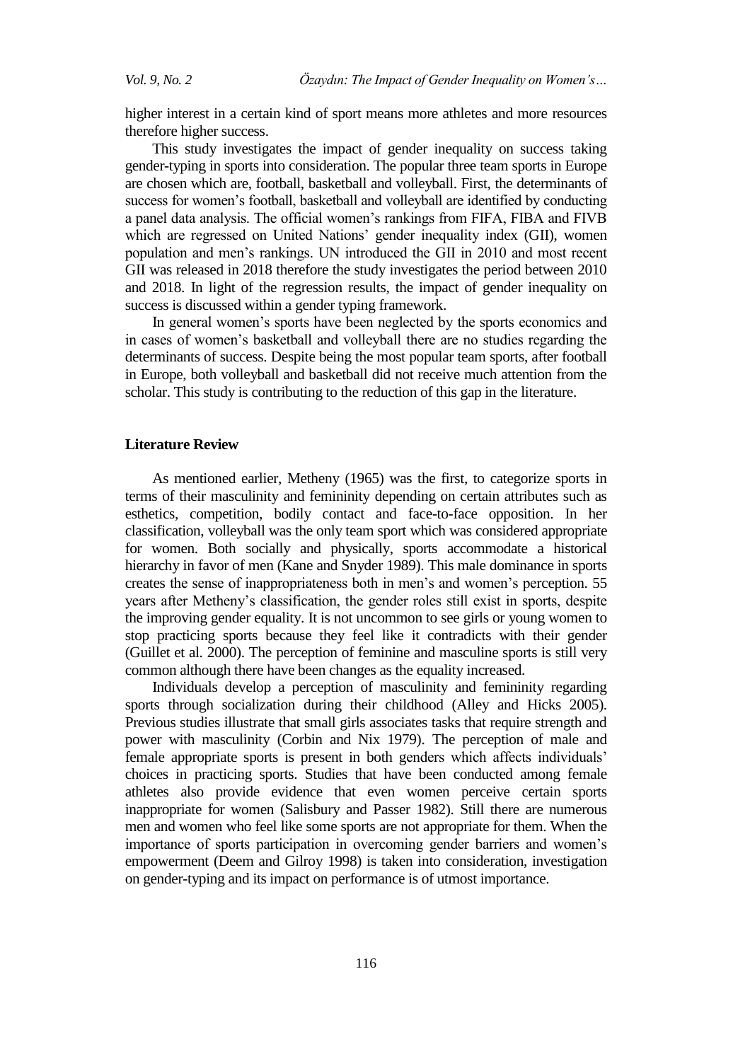higher interest in a certain kind of sport means more athletes and more resources therefore higher success.

This study investigates the impact of gender inequality on success taking gender-typing in sports into consideration. The popular three team sports in Europe are chosen which are, football, basketball and volleyball. First, the determinants of success for women's football, basketball and volleyball are identified by conducting a panel data analysis. The official women's rankings from FIFA, FIBA and FIVB which are regressed on United Nations' gender inequality index (GII), women population and men's rankings. UN introduced the GII in 2010 and most recent GII was released in 2018 therefore the study investigates the period between 2010 and 2018. In light of the regression results, the impact of gender inequality on success is discussed within a gender typing framework.

In general women's sports have been neglected by the sports economics and in cases of women's basketball and volleyball there are no studies regarding the determinants of success. Despite being the most popular team sports, after football in Europe, both volleyball and basketball did not receive much attention from the scholar. This study is contributing to the reduction of this gap in the literature.

## Literature Review

As mentioned earlier, Metheny (1965) was the first, to categorize sports in terms of their masculinity and femininity depending on certain attributes such as esthetics, competition, bodily contact and face-to-face opposition. In her classification, volleyball was the only team sport which was considered appropriate for women. Both socially and physically, sports accommodate a historical hierarchy in favor of men (Kane and Snyder 1989). This male dominance in sports creates the sense of inappropriateness both in men's and women's perception. 55 years after Metheny's classification, the gender roles still exist in sports, despite the improving gender equality. It is not uncommon to see girls or young women to stop practicing sports because they feel like it contradicts with their gender (Guillet et al. 2000). The perception of feminine and masculine sports is still very common although there have been changes as the equality increased.

Individuals develop a perception of masculinity and femininity regarding sports through socialization during their childhood (Alley and Hicks 2005). Previous studies illustrate that small girls associates tasks that require strength and power with masculinity (Corbin and Nix 1979). The perception of male and female appropriate sports is present in both genders which affects individuals' choices in practicing sports. Studies that have been conducted among female athletes also provide evidence that even women perceive certain sports inappropriate for women (Salisbury and Passer 1982). Still there are numerous men and women who feel like some sports are not appropriate for them. When the importance of sports participation in overcoming gender barriers and women's empowerment (Deem and Gilroy 1998) is taken into consideration, investigation on gender-typing and its impact on performance is of utmost importance.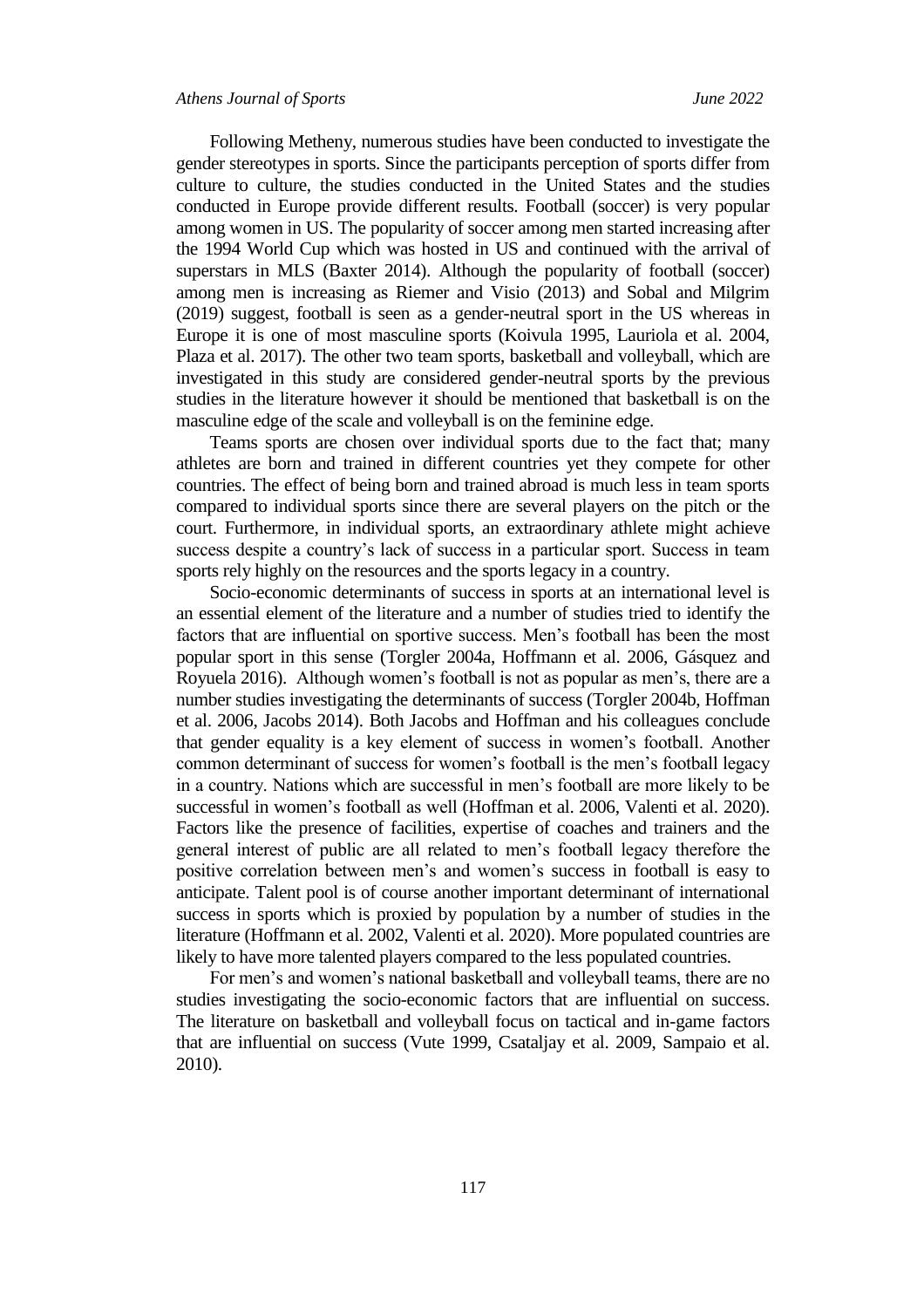Following Metheny, numerous studies have been conducted to investigate the gender stereotypes in sports. Since the participants perception of sports differ from culture to culture, the studies conducted in the United States and the studies conducted in Europe provide different results. Football (soccer) is very popular among women in US. The popularity of soccer among men started increasing after the 1994 World Cup which was hosted in US and continued with the arrival of superstars in MLS (Baxter 2014). Although the popularity of football (soccer) among men is increasing as Riemer and Visio (2013) and Sobal and Milgrim (2019) suggest, football is seen as a gender-neutral sport in the US whereas in Europe it is one of most masculine sports (Koivula 1995, Lauriola et al. 2004, Plaza et al. 2017). The other two team sports, basketball and volleyball, which are investigated in this study are considered gender-neutral sports by the previous studies in the literature however it should be mentioned that basketball is on the masculine edge of the scale and volleyball is on the feminine edge.

Teams sports are chosen over individual sports due to the fact that; many athletes are born and trained in different countries yet they compete for other countries. The effect of being born and trained abroad is much less in team sports compared to individual sports since there are several players on the pitch or the court. Furthermore, in individual sports, an extraordinary athlete might achieve success despite a country's lack of success in a particular sport. Success in team sports rely highly on the resources and the sports legacy in a country.

Socio-economic determinants of success in sports at an international level is an essential element of the literature and a number of studies tried to identify the factors that are influential on sportive success. Men's football has been the most popular sport in this sense (Torgler 2004a, Hoffmann et al. 2006, Gásquez and Royuela 2016). Although women's football is not as popular as men's, there are a number studies investigating the determinants of success (Torgler 2004b, Hoffman et al. 2006, Jacobs 2014). Both Jacobs and Hoffman and his colleagues conclude that gender equality is a key element of success in women's football. Another common determinant of success for women's football is the men's football legacy in a country. Nations which are successful in men's football are more likely to be successful in women's football as well (Hoffman et al. 2006, Valenti et al. 2020). Factors like the presence of facilities, expertise of coaches and trainers and the general interest of public are all related to men's football legacy therefore the positive correlation between men's and women's success in football is easy to anticipate. Talent pool is of course another important determinant of international success in sports which is proxied by population by a number of studies in the literature (Hoffmann et al. 2002, Valenti et al. 2020). More populated countries are likely to have more talented players compared to the less populated countries.

For men's and women's national basketball and volleyball teams, there are no studies investigating the socio-economic factors that are influential on success. The literature on basketball and volleyball focus on tactical and in-game factors that are influential on success (Vute 1999, Csataljay et al. 2009, Sampaio et al. 2010).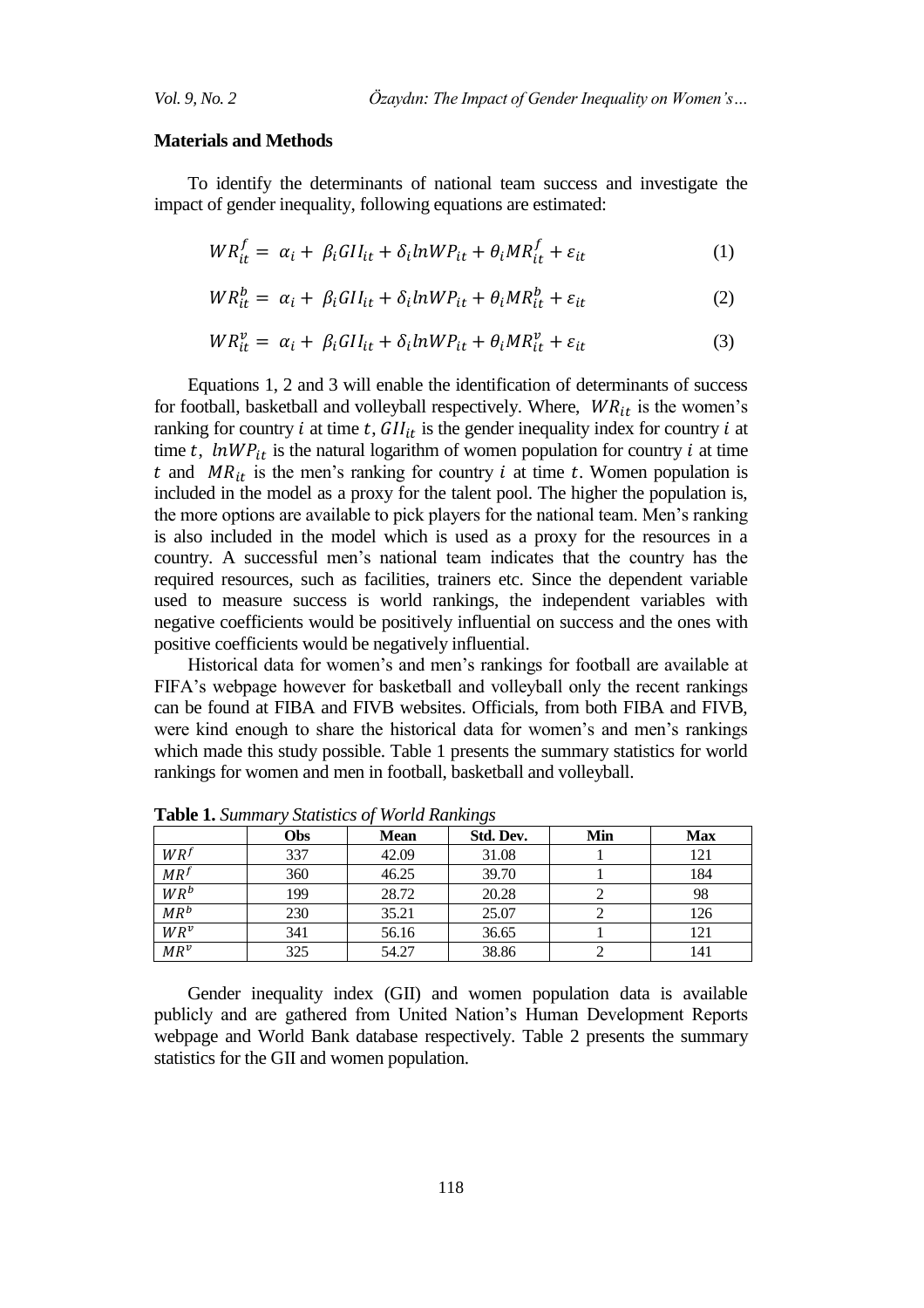### Materials and Methods

To identify the determinants of national team success and investigate the impact of gender inequality, following equations are estimated:

$$WR_{it}^{f} = \alpha_i + \beta_i GII_{it} + \delta_i lnWP_{it} + \theta_i MR_{it}^{f} + \varepsilon_{it} \quad (1)$$

$$WR_{it}^{b} = \alpha_i + \beta_i GII_{it} + \delta_i lnWP_{it} + \theta_i MR_{it}^{b} + \varepsilon_{it} \quad (2)$$

$$WR_{it}^{v} = \alpha_i + \beta_i GII_{it} + \delta_i lnWP_{it} + \theta_i MR_{it}^{v} + \varepsilon_{it} \quad (3)$$

Equations 1, 2 and 3 will enable the identification of determinants of success for football, basketball and volleyball respectively. Where, $WR_{it}$ is the women's ranking for country $i$ at time $t$, $GII_{it}$ is the gender inequality index for country $i$ at time $t$, $lnWP_{it}$ is the natural logarithm of women population for country $i$ at time $t$ and $MR_{it}$ is the men's ranking for country $i$ at time $t$. Women population is included in the model as a proxy for the talent pool. The higher the population is, the more options are available to pick players for the national team. Men's ranking is also included in the model which is used as a proxy for the resources in a country. A successful men's national team indicates that the country has the required resources, such as facilities, trainers etc. Since the dependent variable used to measure success is world rankings, the independent variables with negative coefficients would be positively influential on success and the ones with positive coefficients would be negatively influential.

Historical data for women's and men's rankings for football are available at FIFA's webpage however for basketball and volleyball only the recent rankings can be found at FIBA and FIVB websites. Officials, from both FIBA and FIVB, were kind enough to share the historical data for women's and men's rankings which made this study possible. Table 1 presents the summary statistics for world rankings for women and men in football, basketball and volleyball.

**Table 1.** *Summary Statistics of World Rankings*

| | Obs | Mean | Std. Dev. | Min | Max |
|---|---|---|---|---|---|
| $WR^f$ | 337 | 42.09 | 31.08 | 1 | 121 |
| $MR^f$ | 360 | 46.25 | 39.70 | 1 | 184 |
| $WR^b$ | 199 | 28.72 | 20.28 | 2 | 98 |
| $MR^b$ | 230 | 35.21 | 25.07 | 2 | 126 |
| $WR^v$ | 341 | 56.16 | 36.65 | 1 | 121 |
| $MR^v$ | 325 | 54.27 | 38.86 | 2 | 141 |

Gender inequality index (GII) and women population data is available publicly and are gathered from United Nation's Human Development Reports webpage and World Bank database respectively. Table 2 presents the summary statistics for the GII and women population.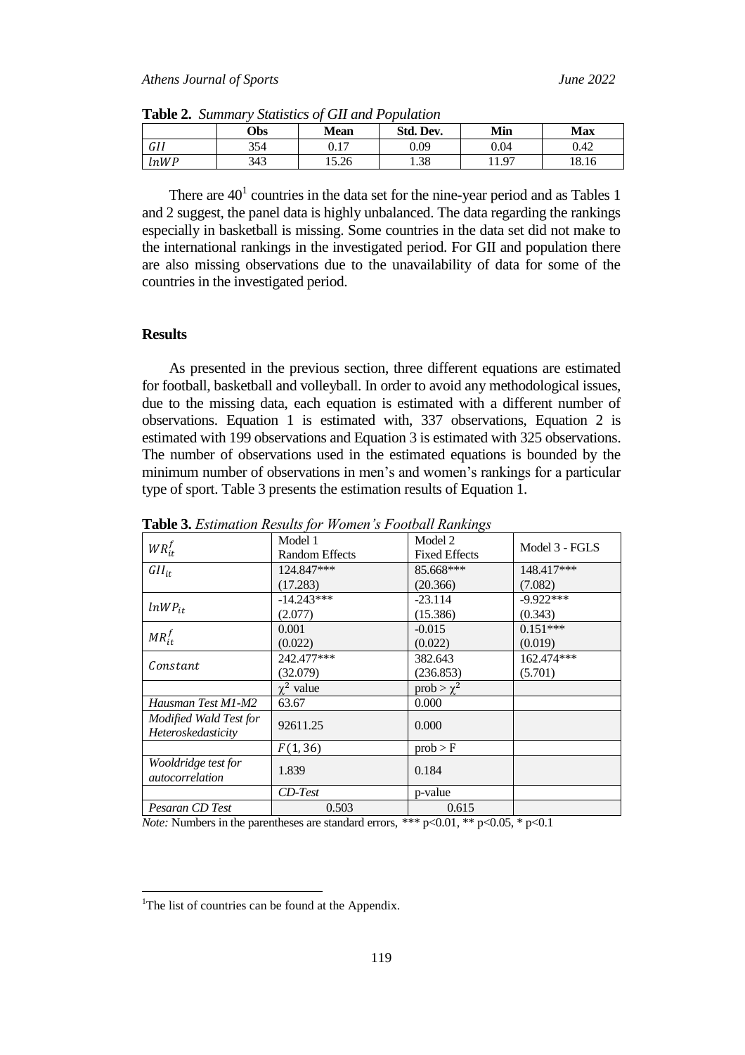**Table 2.** *Summary Statistics of GII and Population*

| | Obs | Mean | Std. Dev. | Min | Max |
|---|---|---|---|---|---|
| $GII$ | 354 | 0.17 | 0.09 | 0.04 | 0.42 |
| $lnWP$ | 343 | 15.26 | 1.38 | 11.97 | 18.16 |

There are 40[1] countries in the data set for the nine-year period and as Tables 1 and 2 suggest, the panel data is highly unbalanced. The data regarding the rankings especially in basketball is missing. Some countries in the data set did not make to the international rankings in the investigated period. For GII and population there are also missing observations due to the unavailability of data for some of the countries in the investigated period.

## Results

As presented in the previous section, three different equations are estimated for football, basketball and volleyball. In order to avoid any methodological issues, due to the missing data, each equation is estimated with a different number of observations. Equation 1 is estimated with, 337 observations, Equation 2 is estimated with 199 observations and Equation 3 is estimated with 325 observations. The number of observations used in the estimated equations is bounded by the minimum number of observations in men's and women's rankings for a particular type of sport. Table 3 presents the estimation results of Equation 1.

**Table 3.** *Estimation Results for Women's Football Rankings*

| $WR_{it}^{f}$ | Model 1 Random Effects | Model 2 Fixed Effects | Model 3 - FGLS |
|---|---|---|---|
| $GII_{it}$ | 124.847*** (17.283) | 85.668*** (20.366) | 148.417*** (7.082) |
| $lnWP_{it}$ | -14.243*** (2.077) | -23.114 (15.386) | -9.922*** (0.343) |
| $MR_{it}^{f}$ | 0.001 (0.022) | -0.015 (0.022) | 0.151*** (0.019) |
| $Constant$ | 242.477*** (32.079) | 382.643 (236.853) | 162.474*** (5.701) |
| | $\chi^2$ value | prob > $\chi^2$ | |
| *Hausman Test M1-M2* | 63.67 | 0.000 | |
| *Modified Wald Test for Heteroskedasticity* | 92611.25 | 0.000 | |
| | $F(1, 36)$ | prob > F | |
| *Wooldridge test for autocorrelation* | 1.839 | 0.184 | |
| | *CD-Test* | p-value | |
| *Pesaran CD Test* | 0.503 | 0.615 | |

*Note:* Numbers in the parentheses are standard errors, *** p<0.01, ** p<0.05, * p<0.1

[1]The list of countries can be found at the Appendix.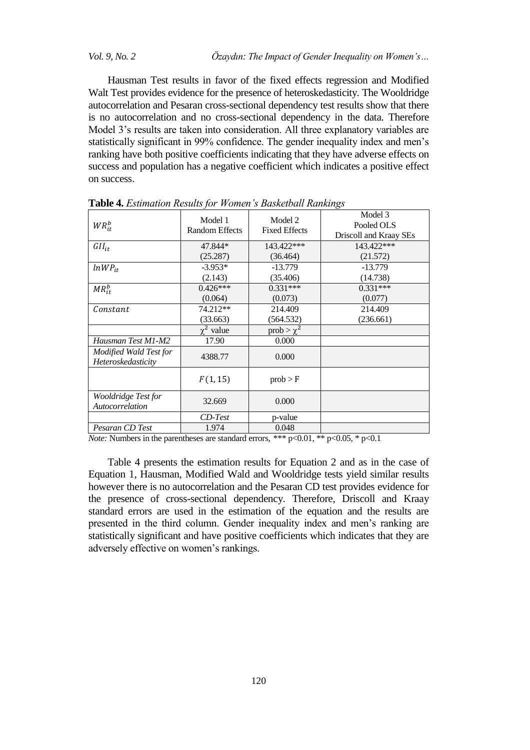Hausman Test results in favor of the fixed effects regression and Modified Walt Test provides evidence for the presence of heteroskedasticity. The Wooldridge autocorrelation and Pesaran cross-sectional dependency test results show that there is no autocorrelation and no cross-sectional dependency in the data. Therefore Model 3's results are taken into consideration. All three explanatory variables are statistically significant in 99% confidence. The gender inequality index and men's ranking have both positive coefficients indicating that they have adverse effects on success and population has a negative coefficient which indicates a positive effect on success.

**Table 4.** *Estimation Results for Women's Basketball Rankings*

| $WR_{it}^{b}$ | Model 1 Random Effects | Model 2 Fixed Effects | Model 3 Pooled OLS Driscoll and Kraay SEs |
|---|---|---|---|
| $GII_{it}$ | 47.844* (25.287) | 143.422*** (36.464) | 143.422*** (21.572) |
| $lnWP_{it}$ | -3.953* (2.143) | -13.779 (35.406) | -13.779 (14.738) |
| $MR_{it}^{b}$ | 0.426*** (0.064) | 0.331*** (0.073) | 0.331*** (0.077) |
| $Constant$ | 74.212** (33.663) | 214.409 (564.532) | 214.409 (236.661) |
| | $\chi^2$ value | prob > $\chi^2$ | |
| *Hausman Test M1-M2* | 17.90 | 0.000 | |
| *Modified Wald Test for Heteroskedasticity* | 4388.77 | 0.000 | |
| | $F(1, 15)$ | prob > F | |
| *Wooldridge Test for Autocorrelation* | 32.669 | 0.000 | |
| | *CD-Test* | p-value | |
| *Pesaran CD Test* | 1.974 | 0.048 | |

*Note:* Numbers in the parentheses are standard errors, *** $p<0.01$, ** $p<0.05$, * $p<0.1$

Table 4 presents the estimation results for Equation 2 and as in the case of Equation 1, Hausman, Modified Wald and Wooldridge tests yield similar results however there is no autocorrelation and the Pesaran CD test provides evidence for the presence of cross-sectional dependency. Therefore, Driscoll and Kraay standard errors are used in the estimation of the equation and the results are presented in the third column. Gender inequality index and men's ranking are statistically significant and have positive coefficients which indicates that they are adversely effective on women's rankings.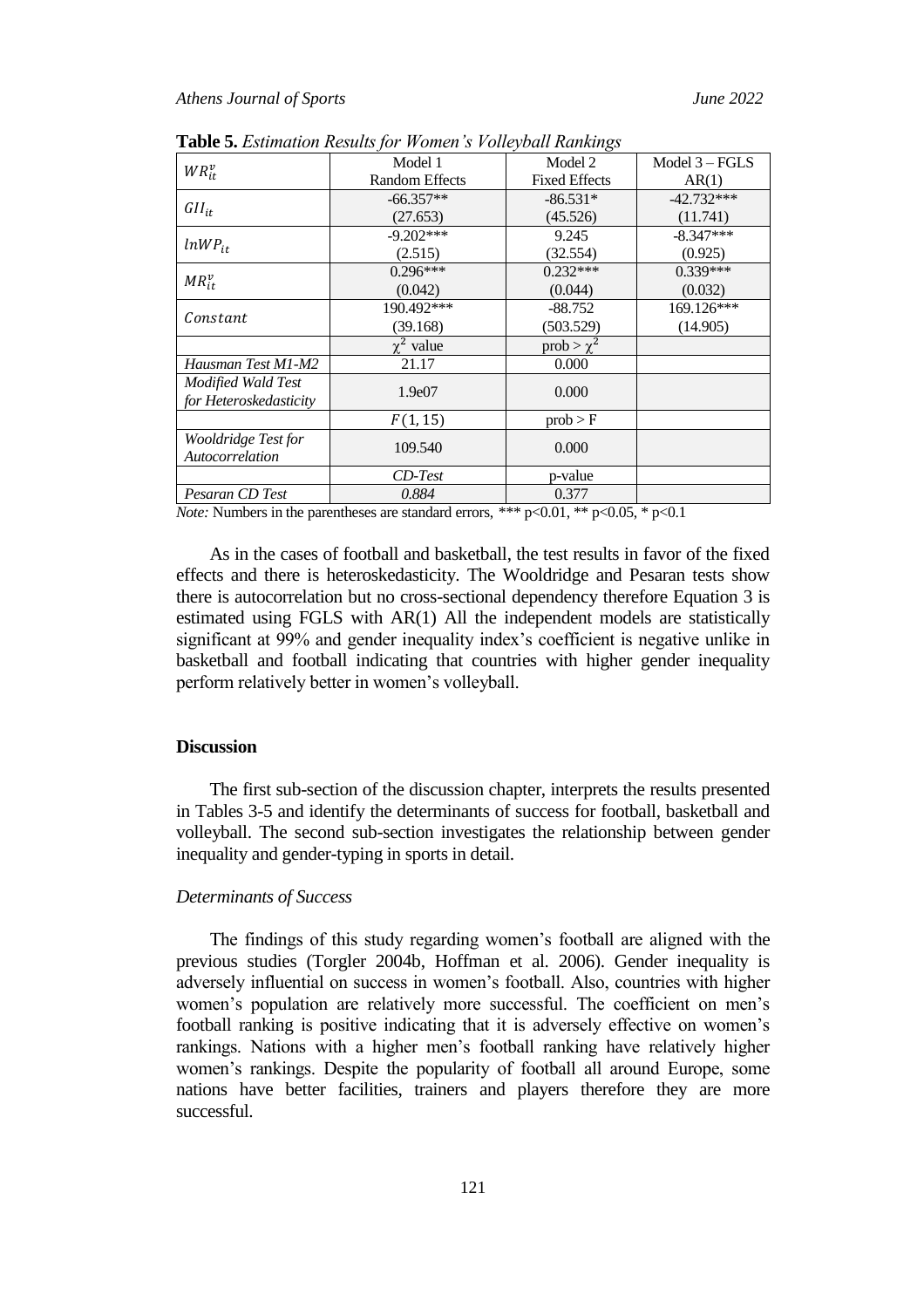**Table 5.** *Estimation Results for Women's Volleyball Rankings*

| $WR_{it}^{v}$ | Model 1 Random Effects | Model 2 Fixed Effects | Model 3 – FGLS AR(1) |
|---|---|---|---|
| $GII_{it}$ | -66.357** (27.653) | -86.531* (45.526) | -42.732*** (11.741) |
| $lnWP_{it}$ | -9.202*** (2.515) | 9.245 (32.554) | -8.347*** (0.925) |
| $MR_{it}^{v}$ | 0.296*** (0.042) | 0.232*** (0.044) | 0.339*** (0.032) |
| $Constant$ | 190.492*** (39.168) | -88.752 (503.529) | 169.126*** (14.905) |
| | $\chi^2$ value | prob > $\chi^2$ | |
| *Hausman Test M1-M2* | 21.17 | 0.000 | |
| *Modified Wald Test for Heteroskedasticity* | 1.9e07 | 0.000 | |
| | $F(1, 15)$ | prob > F | |
| *Wooldridge Test for Autocorrelation* | 109.540 | 0.000 | |
| | *CD-Test* | p-value | |
| *Pesaran CD Test* | *0.884* | 0.377 | |

*Note:* Numbers in the parentheses are standard errors, *** p<0.01, ** p<0.05, * p<0.1

As in the cases of football and basketball, the test results in favor of the fixed effects and there is heteroskedasticity. The Wooldridge and Pesaran tests show there is autocorrelation but no cross-sectional dependency therefore Equation 3 is estimated using FGLS with AR(1) All the independent models are statistically significant at 99% and gender inequality index's coefficient is negative unlike in basketball and football indicating that countries with higher gender inequality perform relatively better in women's volleyball.

## Discussion

The first sub-section of the discussion chapter, interprets the results presented in Tables 3-5 and identify the determinants of success for football, basketball and volleyball. The second sub-section investigates the relationship between gender inequality and gender-typing in sports in detail.

### *Determinants of Success*

The findings of this study regarding women's football are aligned with the previous studies (Torgler 2004b, Hoffman et al. 2006). Gender inequality is adversely influential on success in women's football. Also, countries with higher women's population are relatively more successful. The coefficient on men's football ranking is positive indicating that it is adversely effective on women's rankings. Nations with a higher men's football ranking have relatively higher women's rankings. Despite the popularity of football all around Europe, some nations have better facilities, trainers and players therefore they are more successful.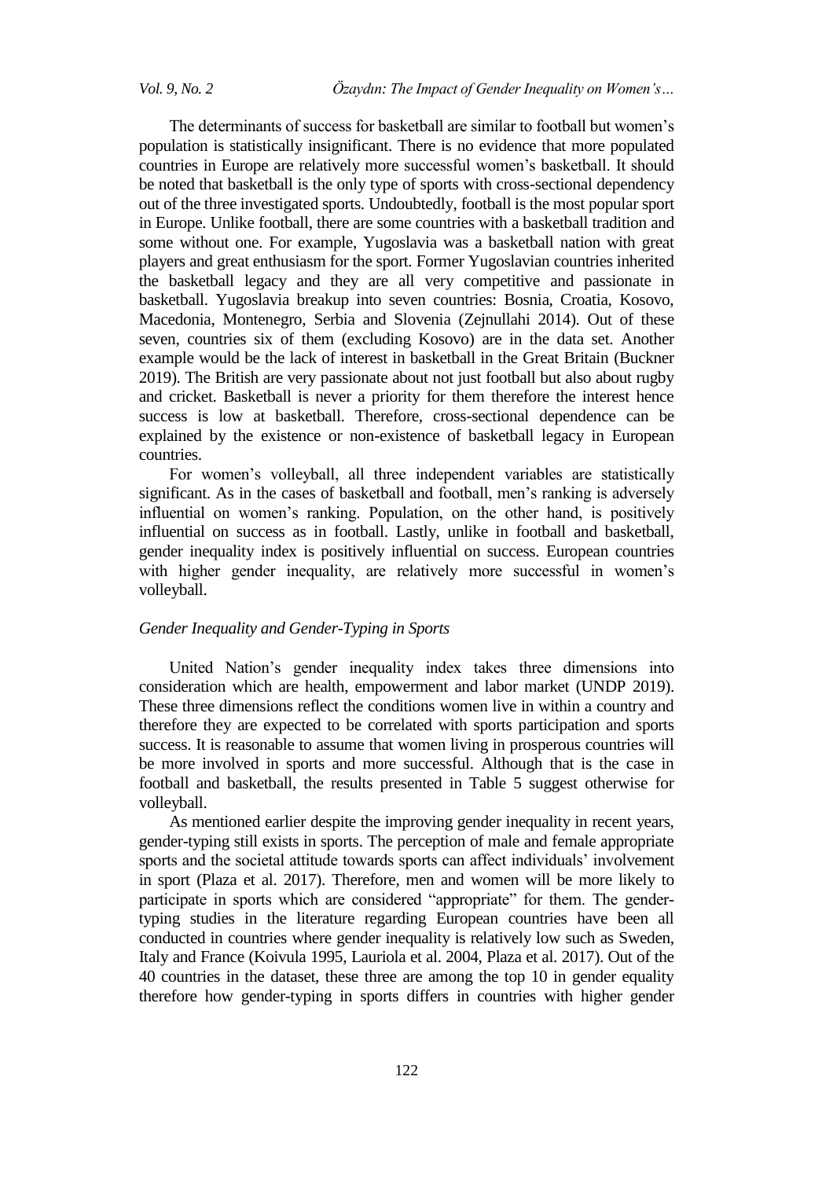The determinants of success for basketball are similar to football but women's population is statistically insignificant. There is no evidence that more populated countries in Europe are relatively more successful women's basketball. It should be noted that basketball is the only type of sports with cross-sectional dependency out of the three investigated sports. Undoubtedly, football is the most popular sport in Europe. Unlike football, there are some countries with a basketball tradition and some without one. For example, Yugoslavia was a basketball nation with great players and great enthusiasm for the sport. Former Yugoslavian countries inherited the basketball legacy and they are all very competitive and passionate in basketball. Yugoslavia breakup into seven countries: Bosnia, Croatia, Kosovo, Macedonia, Montenegro, Serbia and Slovenia (Zejnullahi 2014). Out of these seven, countries six of them (excluding Kosovo) are in the data set. Another example would be the lack of interest in basketball in the Great Britain (Buckner 2019). The British are very passionate about not just football but also about rugby and cricket. Basketball is never a priority for them therefore the interest hence success is low at basketball. Therefore, cross-sectional dependence can be explained by the existence or non-existence of basketball legacy in European countries.

For women's volleyball, all three independent variables are statistically significant. As in the cases of basketball and football, men's ranking is adversely influential on women's ranking. Population, on the other hand, is positively influential on success as in football. Lastly, unlike in football and basketball, gender inequality index is positively influential on success. European countries with higher gender inequality, are relatively more successful in women's volleyball.

### *Gender Inequality and Gender-Typing in Sports*

United Nation's gender inequality index takes three dimensions into consideration which are health, empowerment and labor market (UNDP 2019). These three dimensions reflect the conditions women live in within a country and therefore they are expected to be correlated with sports participation and sports success. It is reasonable to assume that women living in prosperous countries will be more involved in sports and more successful. Although that is the case in football and basketball, the results presented in Table 5 suggest otherwise for volleyball.

As mentioned earlier despite the improving gender inequality in recent years, gender-typing still exists in sports. The perception of male and female appropriate sports and the societal attitude towards sports can affect individuals' involvement in sport (Plaza et al. 2017). Therefore, men and women will be more likely to participate in sports which are considered "appropriate" for them. The gender-typing studies in the literature regarding European countries have been all conducted in countries where gender inequality is relatively low such as Sweden, Italy and France (Koivula 1995, Lauriola et al. 2004, Plaza et al. 2017). Out of the 40 countries in the dataset, these three are among the top 10 in gender equality therefore how gender-typing in sports differs in countries with higher gender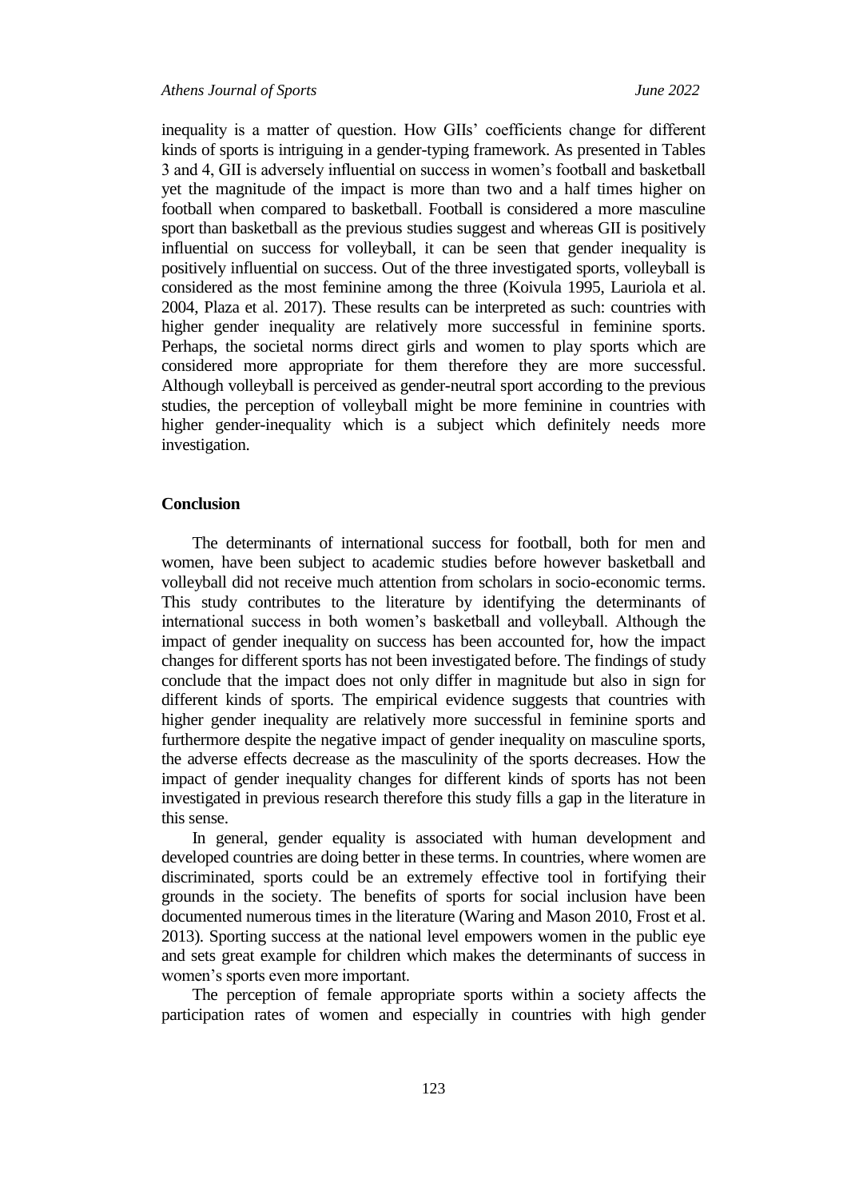inequality is a matter of question. How GIIs' coefficients change for different kinds of sports is intriguing in a gender-typing framework. As presented in Tables 3 and 4, GII is adversely influential on success in women's football and basketball yet the magnitude of the impact is more than two and a half times higher on football when compared to basketball. Football is considered a more masculine sport than basketball as the previous studies suggest and whereas GII is positively influential on success for volleyball, it can be seen that gender inequality is positively influential on success. Out of the three investigated sports, volleyball is considered as the most feminine among the three (Koivula 1995, Lauriola et al. 2004, Plaza et al. 2017). These results can be interpreted as such: countries with higher gender inequality are relatively more successful in feminine sports. Perhaps, the societal norms direct girls and women to play sports which are considered more appropriate for them therefore they are more successful. Although volleyball is perceived as gender-neutral sport according to the previous studies, the perception of volleyball might be more feminine in countries with higher gender-inequality which is a subject which definitely needs more investigation.

## Conclusion

The determinants of international success for football, both for men and women, have been subject to academic studies before however basketball and volleyball did not receive much attention from scholars in socio-economic terms. This study contributes to the literature by identifying the determinants of international success in both women's basketball and volleyball. Although the impact of gender inequality on success has been accounted for, how the impact changes for different sports has not been investigated before. The findings of study conclude that the impact does not only differ in magnitude but also in sign for different kinds of sports. The empirical evidence suggests that countries with higher gender inequality are relatively more successful in feminine sports and furthermore despite the negative impact of gender inequality on masculine sports, the adverse effects decrease as the masculinity of the sports decreases. How the impact of gender inequality changes for different kinds of sports has not been investigated in previous research therefore this study fills a gap in the literature in this sense.

In general, gender equality is associated with human development and developed countries are doing better in these terms. In countries, where women are discriminated, sports could be an extremely effective tool in fortifying their grounds in the society. The benefits of sports for social inclusion have been documented numerous times in the literature (Waring and Mason 2010, Frost et al. 2013). Sporting success at the national level empowers women in the public eye and sets great example for children which makes the determinants of success in women's sports even more important.

The perception of female appropriate sports within a society affects the participation rates of women and especially in countries with high gender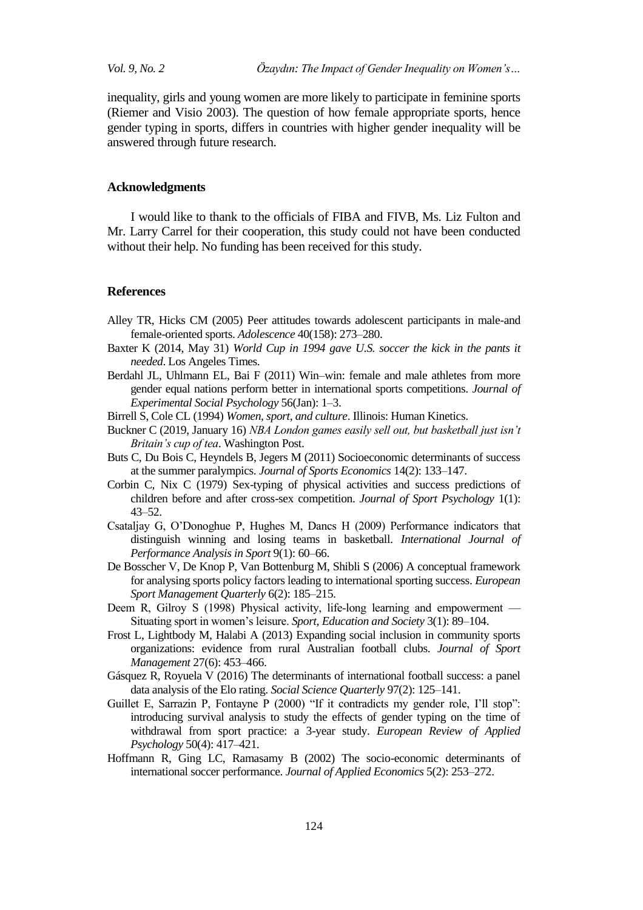inequality, girls and young women are more likely to participate in feminine sports (Riemer and Visio 2003). The question of how female appropriate sports, hence gender typing in sports, differs in countries with higher gender inequality will be answered through future research.

## Acknowledgments

I would like to thank to the officials of FIBA and FIVB, Ms. Liz Fulton and Mr. Larry Carrel for their cooperation, this study could not have been conducted without their help. No funding has been received for this study.

## References

Alley TR, Hicks CM (2005) Peer attitudes towards adolescent participants in male-and female-oriented sports. *Adolescence* 40(158): 273–280.

Baxter K (2014, May 31) *World Cup in 1994 gave U.S. soccer the kick in the pants it needed*. Los Angeles Times.

Berdahl JL, Uhlmann EL, Bai F (2011) Win–win: female and male athletes from more gender equal nations perform better in international sports competitions. *Journal of Experimental Social Psychology* 56(Jan): 1–3.

Birrell S, Cole CL (1994) *Women, sport, and culture*. Illinois: Human Kinetics.

Buckner C (2019, January 16) *NBA London games easily sell out, but basketball just isn't Britain's cup of tea*. Washington Post.

Buts C, Du Bois C, Heyndels B, Jegers M (2011) Socioeconomic determinants of success at the summer paralympics. *Journal of Sports Economics* 14(2): 133–147.

Corbin C, Nix C (1979) Sex-typing of physical activities and success predictions of children before and after cross-sex competition. *Journal of Sport Psychology* 1(1): 43–52.

Csataljay G, O'Donoghue P, Hughes M, Dancs H (2009) Performance indicators that distinguish winning and losing teams in basketball. *International Journal of Performance Analysis in Sport* 9(1): 60–66.

De Bosscher V, De Knop P, Van Bottenburg M, Shibli S (2006) A conceptual framework for analysing sports policy factors leading to international sporting success. *European Sport Management Quarterly* 6(2): 185–215.

Deem R, Gilroy S (1998) Physical activity, life-long learning and empowerment — Situating sport in women's leisure. *Sport, Education and Society* 3(1): 89–104.

Frost L, Lightbody M, Halabi A (2013) Expanding social inclusion in community sports organizations: evidence from rural Australian football clubs. *Journal of Sport Management* 27(6): 453–466.

Gásquez R, Royuela V (2016) The determinants of international football success: a panel data analysis of the Elo rating. *Social Science Quarterly* 97(2): 125–141.

Guillet E, Sarrazin P, Fontayne P (2000) "If it contradicts my gender role, I'll stop": introducing survival analysis to study the effects of gender typing on the time of withdrawal from sport practice: a 3-year study. *European Review of Applied Psychology* 50(4): 417–421.

Hoffmann R, Ging LC, Ramasamy B (2002) The socio-economic determinants of international soccer performance. *Journal of Applied Economics* 5(2): 253–272.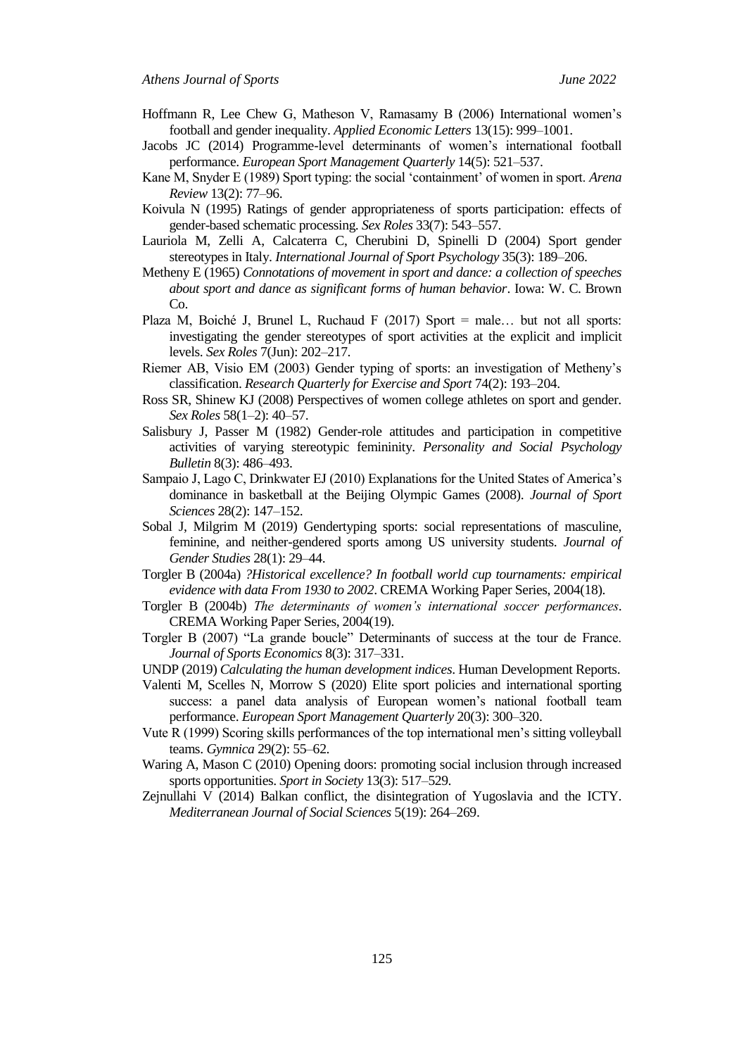Hoffmann R, Lee Chew G, Matheson V, Ramasamy B (2006) International women's football and gender inequality. *Applied Economic Letters* 13(15): 999–1001.

Jacobs JC (2014) Programme-level determinants of women's international football performance. *European Sport Management Quarterly* 14(5): 521–537.

Kane M, Snyder E (1989) Sport typing: the social 'containment' of women in sport. *Arena Review* 13(2): 77–96.

Koivula N (1995) Ratings of gender appropriateness of sports participation: effects of gender-based schematic processing. *Sex Roles* 33(7): 543–557.

Lauriola M, Zelli A, Calcaterra C, Cherubini D, Spinelli D (2004) Sport gender stereotypes in Italy. *International Journal of Sport Psychology* 35(3): 189–206.

Metheny E (1965) *Connotations of movement in sport and dance: a collection of speeches about sport and dance as significant forms of human behavior*. Iowa: W. C. Brown Co.

Plaza M, Boiché J, Brunel L, Ruchaud F (2017) Sport = male… but not all sports: investigating the gender stereotypes of sport activities at the explicit and implicit levels. *Sex Roles* 7(Jun): 202–217.

Riemer AB, Visio EM (2003) Gender typing of sports: an investigation of Metheny's classification. *Research Quarterly for Exercise and Sport* 74(2): 193–204.

Ross SR, Shinew KJ (2008) Perspectives of women college athletes on sport and gender. *Sex Roles* 58(1–2): 40–57.

Salisbury J, Passer M (1982) Gender-role attitudes and participation in competitive activities of varying stereotypic femininity. *Personality and Social Psychology Bulletin* 8(3): 486–493.

Sampaio J, Lago C, Drinkwater EJ (2010) Explanations for the United States of America's dominance in basketball at the Beijing Olympic Games (2008). *Journal of Sport Sciences* 28(2): 147–152.

Sobal J, Milgrim M (2019) Gendertyping sports: social representations of masculine, feminine, and neither-gendered sports among US university students. *Journal of Gender Studies* 28(1): 29–44.

Torgler B (2004a) *?Historical excellence? In football world cup tournaments: empirical evidence with data From 1930 to 2002*. CREMA Working Paper Series, 2004(18).

Torgler B (2004b) *The determinants of women's international soccer performances*. CREMA Working Paper Series, 2004(19).

Torgler B (2007) "La grande boucle" Determinants of success at the tour de France. *Journal of Sports Economics* 8(3): 317–331.

UNDP (2019) *Calculating the human development indices*. Human Development Reports.

Valenti M, Scelles N, Morrow S (2020) Elite sport policies and international sporting success: a panel data analysis of European women's national football team performance. *European Sport Management Quarterly* 20(3): 300–320.

Vute R (1999) Scoring skills performances of the top international men's sitting volleyball teams. *Gymnica* 29(2): 55–62.

Waring A, Mason C (2010) Opening doors: promoting social inclusion through increased sports opportunities. *Sport in Society* 13(3): 517–529.

Zejnullahi V (2014) Balkan conflict, the disintegration of Yugoslavia and the ICTY. *Mediterranean Journal of Social Sciences* 5(19): 264–269.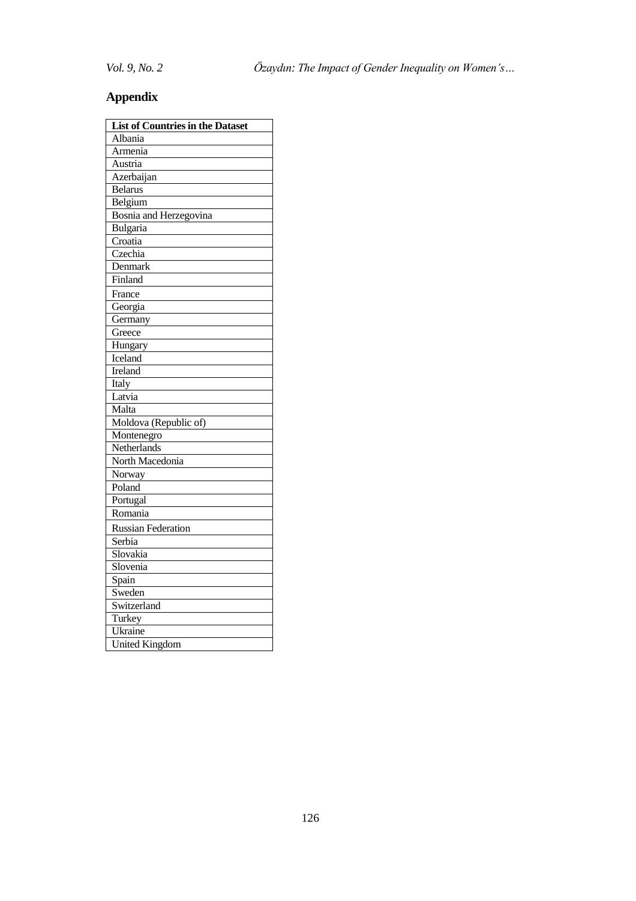## Appendix

| List of Countries in the Dataset |
|---|
| Albania |
| Armenia |
| Austria |
| Azerbaijan |
| Belarus |
| Belgium |
| Bosnia and Herzegovina |
| Bulgaria |
| Croatia |
| Czechia |
| Denmark |
| Finland |
| France |
| Georgia |
| Germany |
| Greece |
| Hungary |
| Iceland |
| Ireland |
| Italy |
| Latvia |
| Malta |
| Moldova (Republic of) |
| Montenegro |
| Netherlands |
| North Macedonia |
| Norway |
| Poland |
| Portugal |
| Romania |
| Russian Federation |
| Serbia |
| Slovakia |
| Slovenia |
| Spain |
| Sweden |
| Switzerland |
| Turkey |
| Ukraine |
| United Kingdom |